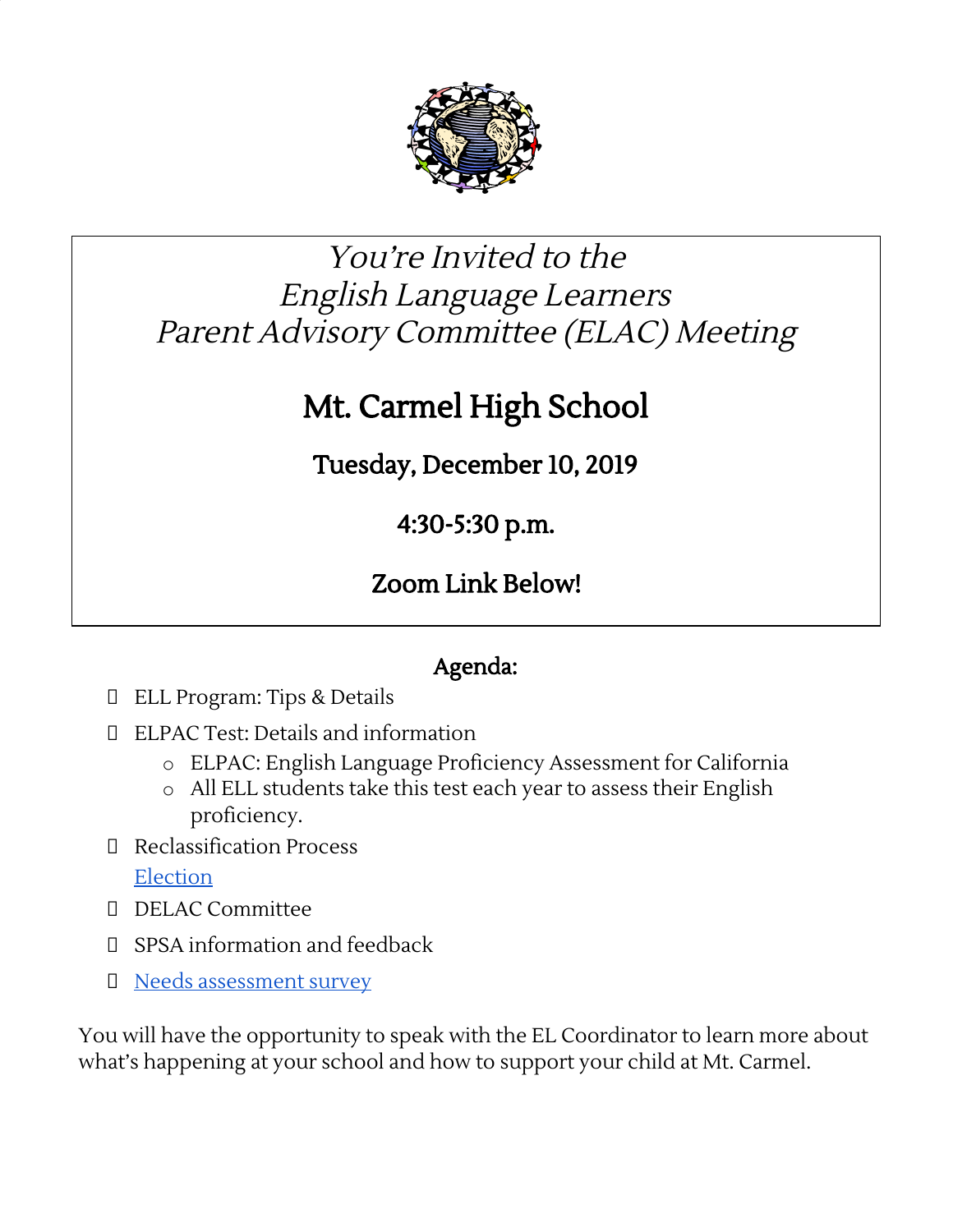*You're Invited to the*
*English Language Learners*
*Parent Advisory Committee (ELAC) Meeting*

# Mt. Carmel High School

## Tuesday, December 10, 2019

## 4:30-5:30 p.m.

## Zoom Link Below!

## Agenda:

- ELL Program: Tips & Details
- ELPAC Test: Details and information
  - ELPAC: English Language Proficiency Assessment for California
  - All ELL students take this test each year to assess their English proficiency.
- Reclassification Process
  [Election]
- DELAC Committee
- SPSA information and feedback
- [Needs assessment survey]

You will have the opportunity to speak with the EL Coordinator to learn more about what's happening at your school and how to support your child at Mt. Carmel.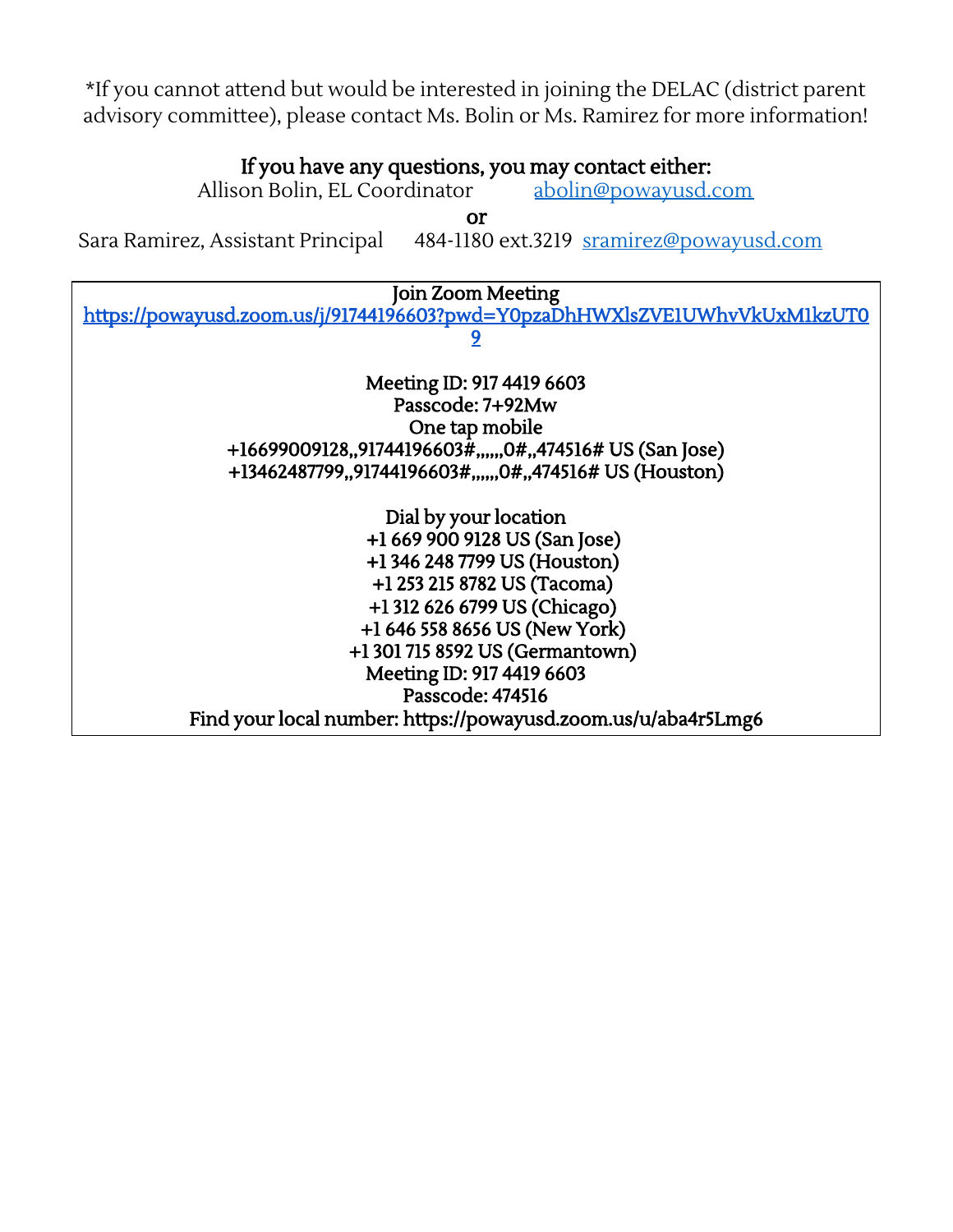*If you cannot attend but would be interested in joining the DELAC (district parent advisory committee), please contact Ms. Bolin or Ms. Ramirez for more information!

**If you have any questions, you may contact either:**

Allison Bolin, EL Coordinator [abolin@powayusd.com](mailto:abolin@powayusd.com)

**or**

Sara Ramirez, Assistant Principal 484-1180 ext.3219 [sramirez@powayusd.com](mailto:sramirez@powayusd.com)

---

**Join Zoom Meeting**

[https://powayusd.zoom.us/j/91744196603?pwd=Y0pzaDhHWXlsZVE1UWhvVkUxM1kzUT09](https://powayusd.zoom.us/j/91744196603?pwd=Y0pzaDhHWXlsZVE1UWhvVkUxM1kzUT09)

**Meeting ID: 917 4419 6603**
**Passcode: 7+92Mw**
**One tap mobile**
**+16699009128,,91744196603#,,,,,,0#,,474516# US (San Jose)**
**+13462487799,,91744196603#,,,,,,0#,,474516# US (Houston)**

**Dial by your location**
**+1 669 900 9128 US (San Jose)**
**+1 346 248 7799 US (Houston)**
**+1 253 215 8782 US (Tacoma)**
**+1 312 626 6799 US (Chicago)**
**+1 646 558 8656 US (New York)**
**+1 301 715 8592 US (Germantown)**
**Meeting ID: 917 4419 6603**
**Passcode: 474516**
**Find your local number: https://powayusd.zoom.us/u/aba4r5Lmg6**